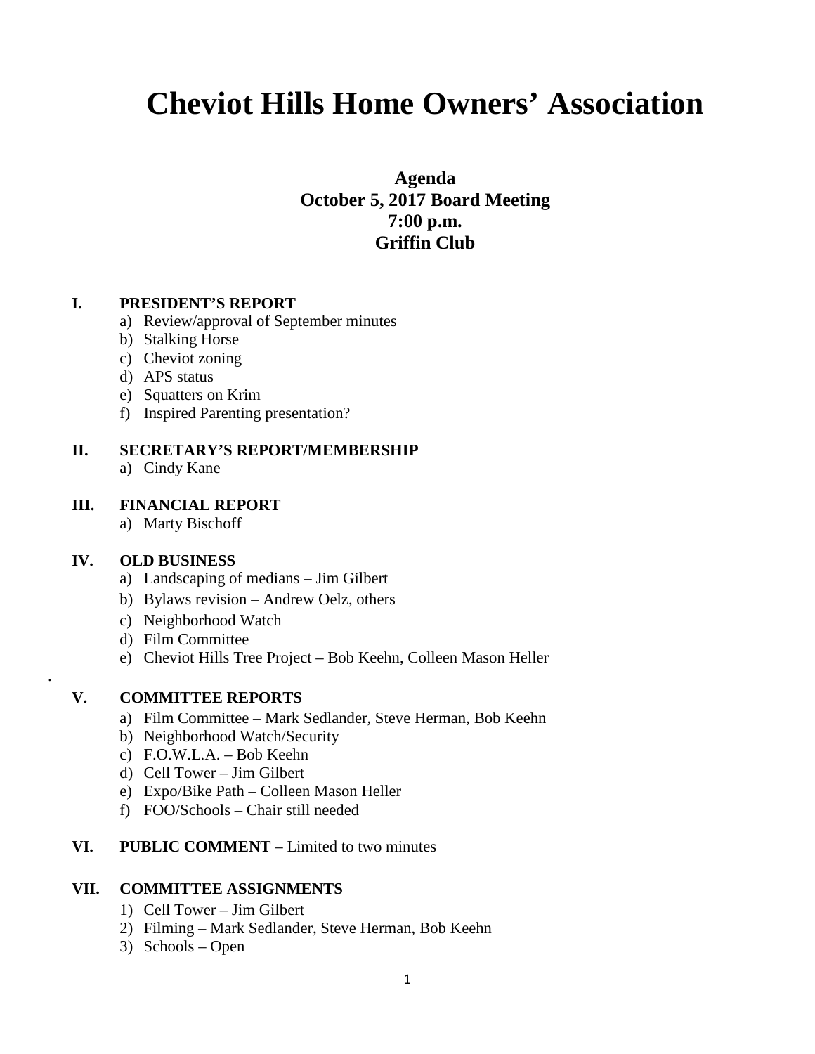# Cheviot Hills Home Owners' Association

**Agenda**
**October 5, 2017 Board Meeting**
**7:00 p.m.**
**Griffin Club**

**I. PRESIDENT'S REPORT**

a) Review/approval of September minutes
b) Stalking Horse
c) Cheviot zoning
d) APS status
e) Squatters on Krim
f) Inspired Parenting presentation?

**II. SECRETARY'S REPORT/MEMBERSHIP**

a) Cindy Kane

**III. FINANCIAL REPORT**

a) Marty Bischoff

**IV. OLD BUSINESS**

a) Landscaping of medians – Jim Gilbert
b) Bylaws revision – Andrew Oelz, others
c) Neighborhood Watch
d) Film Committee
e) Cheviot Hills Tree Project – Bob Keehn, Colleen Mason Heller

**V. COMMITTEE REPORTS**

a) Film Committee – Mark Sedlander, Steve Herman, Bob Keehn
b) Neighborhood Watch/Security
c) F.O.W.L.A. – Bob Keehn
d) Cell Tower – Jim Gilbert
e) Expo/Bike Path – Colleen Mason Heller
f) FOO/Schools – Chair still needed

**VI. PUBLIC COMMENT** – Limited to two minutes

**VII. COMMITTEE ASSIGNMENTS**

1) Cell Tower – Jim Gilbert
2) Filming – Mark Sedlander, Steve Herman, Bob Keehn
3) Schools – Open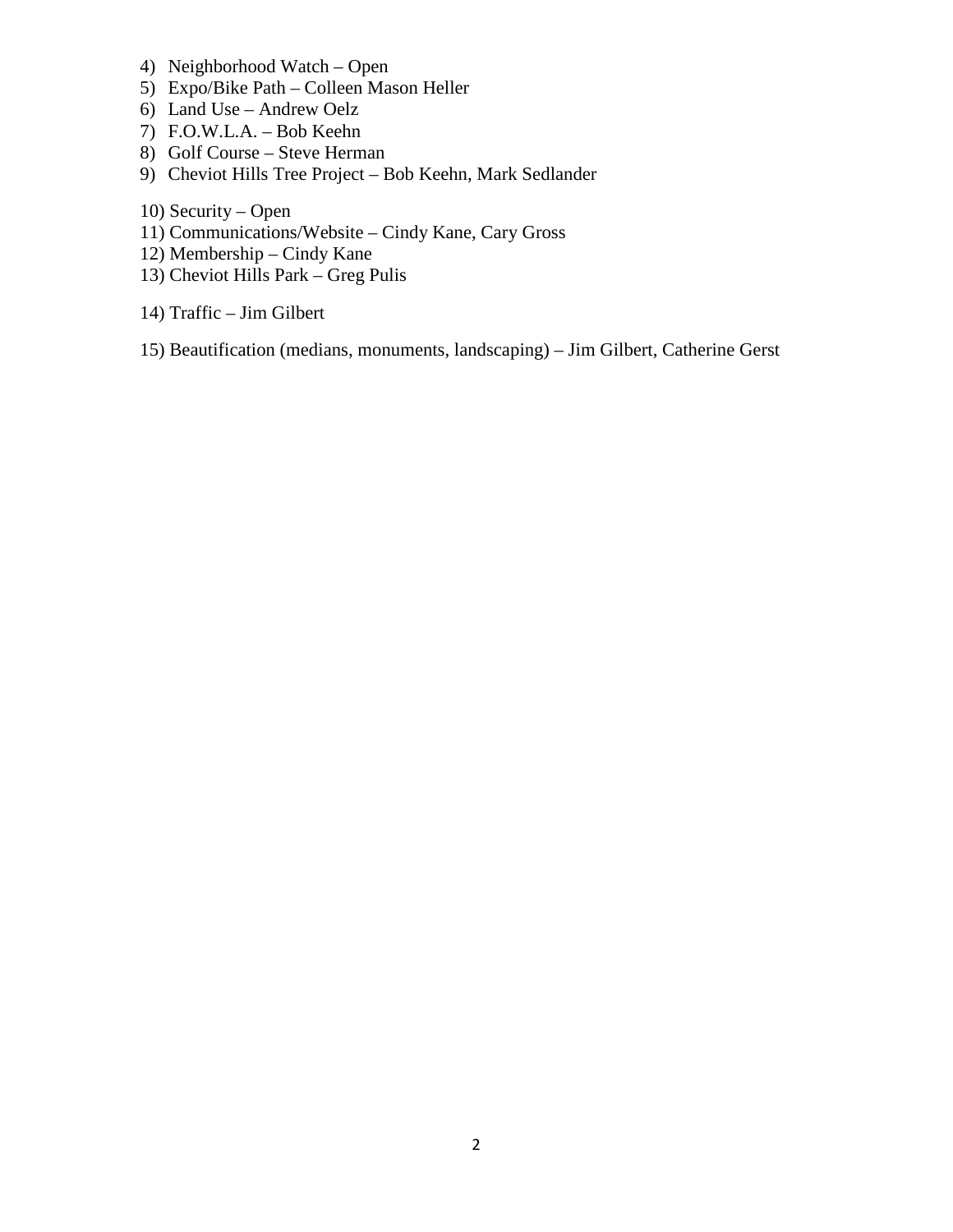4) Neighborhood Watch – Open
5) Expo/Bike Path – Colleen Mason Heller
6) Land Use – Andrew Oelz
7) F.O.W.L.A. – Bob Keehn
8) Golf Course – Steve Herman
9) Cheviot Hills Tree Project – Bob Keehn, Mark Sedlander

10) Security – Open
11) Communications/Website – Cindy Kane, Cary Gross
12) Membership – Cindy Kane
13) Cheviot Hills Park – Greg Pulis

14) Traffic – Jim Gilbert

15) Beautification (medians, monuments, landscaping) – Jim Gilbert, Catherine Gerst